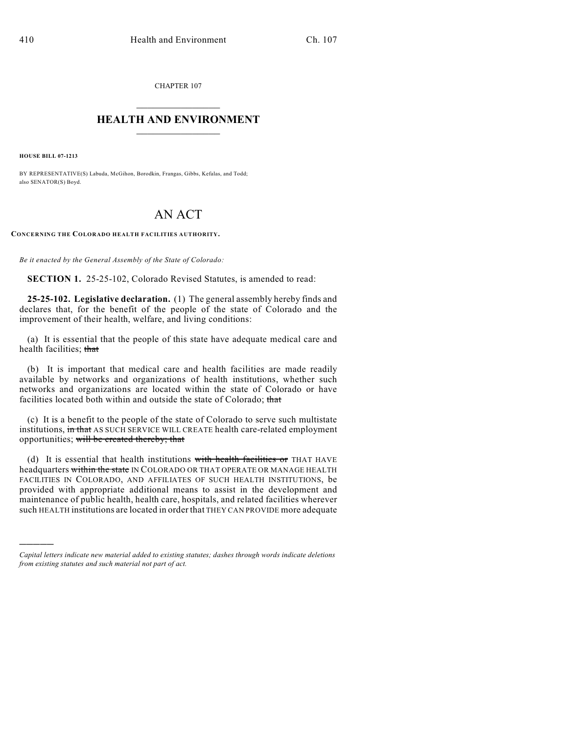CHAPTER 107

# HEALTH AND ENVIRONMENT

**HOUSE BILL 07-1213**

BY REPRESENTATIVE(S) Labuda, McGihon, Borodkin, Frangas, Gibbs, Kefalas, and Todd; also SENATOR(S) Boyd.

# AN ACT

**CONCERNING THE COLORADO HEALTH FACILITIES AUTHORITY.**

*Be it enacted by the General Assembly of the State of Colorado:*

**SECTION 1.** 25-25-102, Colorado Revised Statutes, is amended to read:

**25-25-102. Legislative declaration.** (1) The general assembly hereby finds and declares that, for the benefit of the people of the state of Colorado and the improvement of their health, welfare, and living conditions:

(a) It is essential that the people of this state have adequate medical care and health facilities; ~~that~~

(b) It is important that medical care and health facilities are made readily available by networks and organizations of health institutions, whether such networks and organizations are located within the state of Colorado or have facilities located both within and outside the state of Colorado; ~~that~~

(c) It is a benefit to the people of the state of Colorado to serve such multistate institutions, ~~in that~~ AS SUCH SERVICE WILL CREATE health care-related employment opportunities; ~~will be created thereby; that~~

(d) It is essential that health institutions ~~with health facilities or~~ THAT HAVE headquarters ~~within the state~~ IN COLORADO OR THAT OPERATE OR MANAGE HEALTH FACILITIES IN COLORADO, AND AFFILIATES OF SUCH HEALTH INSTITUTIONS, be provided with appropriate additional means to assist in the development and maintenance of public health, health care, hospitals, and related facilities wherever such HEALTH institutions are located in order that THEY CAN PROVIDE more adequate

---

*Capital letters indicate new material added to existing statutes; dashes through words indicate deletions from existing statutes and such material not part of act.*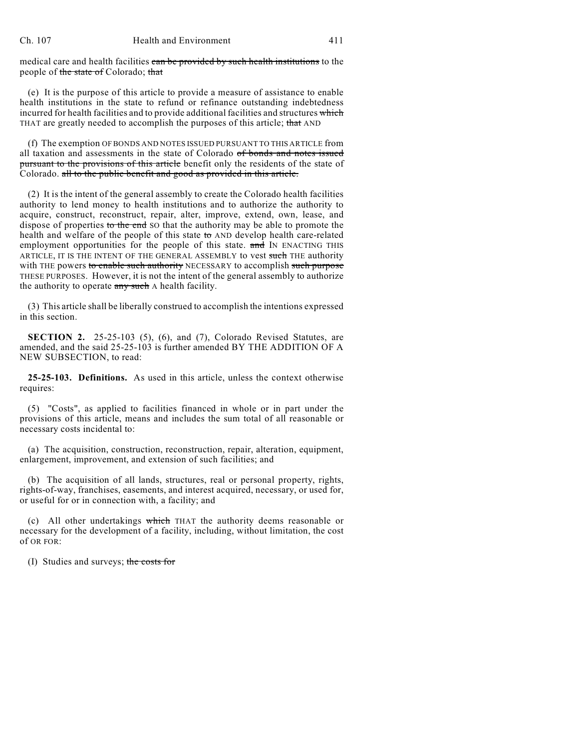medical care and health facilities ~~can be provided by such health institutions~~ to the people of ~~the state of~~ Colorado; ~~that~~

(e) It is the purpose of this article to provide a measure of assistance to enable health institutions in the state to refund or refinance outstanding indebtedness incurred for health facilities and to provide additional facilities and structures ~~which~~ THAT are greatly needed to accomplish the purposes of this article; ~~that~~ AND

(f) The exemption OF BONDS AND NOTES ISSUED PURSUANT TO THIS ARTICLE from all taxation and assessments in the state of Colorado ~~of bonds and notes issued pursuant to the provisions of this article~~ benefit only the residents of the state of Colorado. ~~all to the public benefit and good as provided in this article.~~

(2) It is the intent of the general assembly to create the Colorado health facilities authority to lend money to health institutions and to authorize the authority to acquire, construct, reconstruct, repair, alter, improve, extend, own, lease, and dispose of properties ~~to the end~~ SO that the authority may be able to promote the health and welfare of the people of this state ~~to~~ AND develop health care-related employment opportunities for the people of this state. ~~and~~ IN ENACTING THIS ARTICLE, IT IS THE INTENT OF THE GENERAL ASSEMBLY to vest ~~such~~ THE authority with THE powers ~~to enable such authority~~ NECESSARY to accomplish ~~such purpose~~ THESE PURPOSES. However, it is not the intent of the general assembly to authorize the authority to operate ~~any such~~ A health facility.

(3) This article shall be liberally construed to accomplish the intentions expressed in this section.

**SECTION 2.** 25-25-103 (5), (6), and (7), Colorado Revised Statutes, are amended, and the said 25-25-103 is further amended BY THE ADDITION OF A NEW SUBSECTION, to read:

**25-25-103. Definitions.** As used in this article, unless the context otherwise requires:

(5) "Costs", as applied to facilities financed in whole or in part under the provisions of this article, means and includes the sum total of all reasonable or necessary costs incidental to:

(a) The acquisition, construction, reconstruction, repair, alteration, equipment, enlargement, improvement, and extension of such facilities; and

(b) The acquisition of all lands, structures, real or personal property, rights, rights-of-way, franchises, easements, and interest acquired, necessary, or used for, or useful for or in connection with, a facility; and

(c) All other undertakings ~~which~~ THAT the authority deems reasonable or necessary for the development of a facility, including, without limitation, the cost of OR FOR:

(I) Studies and surveys; ~~the costs for~~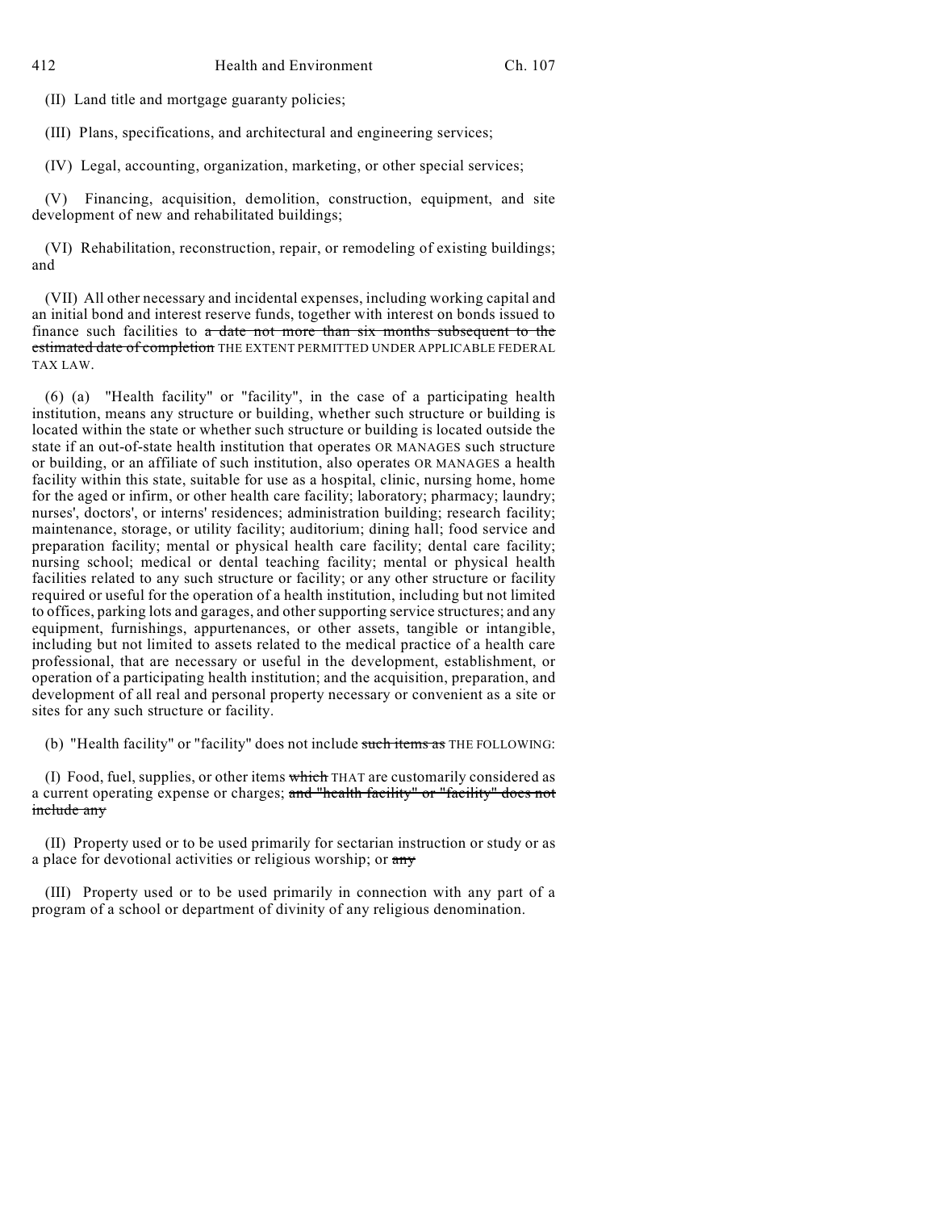(II) Land title and mortgage guaranty policies;

(III) Plans, specifications, and architectural and engineering services;

(IV) Legal, accounting, organization, marketing, or other special services;

(V) Financing, acquisition, demolition, construction, equipment, and site development of new and rehabilitated buildings;

(VI) Rehabilitation, reconstruction, repair, or remodeling of existing buildings; and

(VII) All other necessary and incidental expenses, including working capital and an initial bond and interest reserve funds, together with interest on bonds issued to finance such facilities to ~~a date not more than six months subsequent to the estimated date of completion~~ THE EXTENT PERMITTED UNDER APPLICABLE FEDERAL TAX LAW.

(6) (a) "Health facility" or "facility", in the case of a participating health institution, means any structure or building, whether such structure or building is located within the state or whether such structure or building is located outside the state if an out-of-state health institution that operates OR MANAGES such structure or building, or an affiliate of such institution, also operates OR MANAGES a health facility within this state, suitable for use as a hospital, clinic, nursing home, home for the aged or infirm, or other health care facility; laboratory; pharmacy; laundry; nurses', doctors', or interns' residences; administration building; research facility; maintenance, storage, or utility facility; auditorium; dining hall; food service and preparation facility; mental or physical health care facility; dental care facility; nursing school; medical or dental teaching facility; mental or physical health facilities related to any such structure or facility; or any other structure or facility required or useful for the operation of a health institution, including but not limited to offices, parking lots and garages, and other supporting service structures; and any equipment, furnishings, appurtenances, or other assets, tangible or intangible, including but not limited to assets related to the medical practice of a health care professional, that are necessary or useful in the development, establishment, or operation of a participating health institution; and the acquisition, preparation, and development of all real and personal property necessary or convenient as a site or sites for any such structure or facility.

(b) "Health facility" or "facility" does not include ~~such items as~~ THE FOLLOWING:

(I) Food, fuel, supplies, or other items ~~which~~ THAT are customarily considered as a current operating expense or charges; ~~and "health facility" or "facility" does not include any~~

(II) Property used or to be used primarily for sectarian instruction or study or as a place for devotional activities or religious worship; or ~~any~~

(III) Property used or to be used primarily in connection with any part of a program of a school or department of divinity of any religious denomination.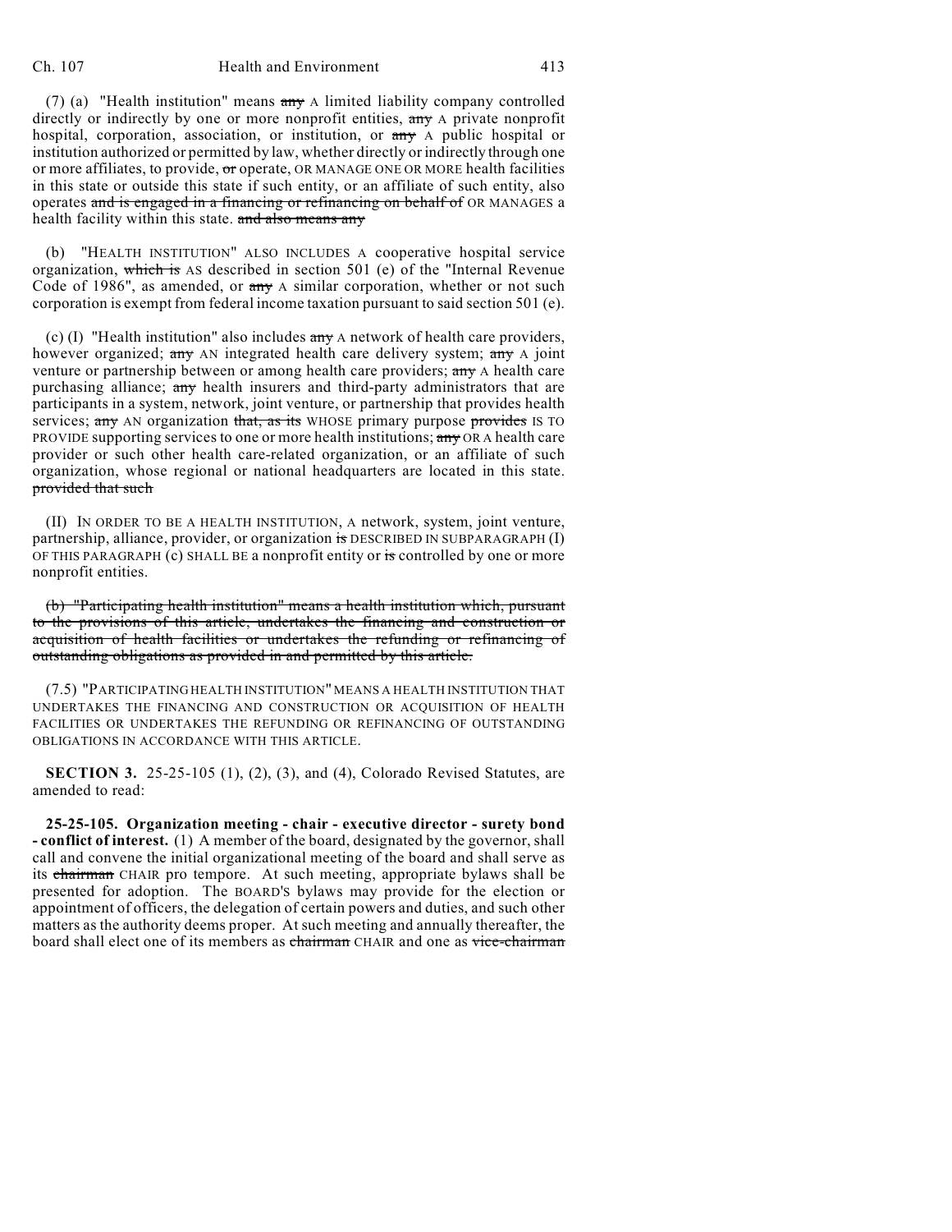(7) (a) "Health institution" means ~~any~~ A limited liability company controlled directly or indirectly by one or more nonprofit entities, ~~any~~ A private nonprofit hospital, corporation, association, or institution, or ~~any~~ A public hospital or institution authorized or permitted by law, whether directly or indirectly through one or more affiliates, to provide, ~~or~~ operate, OR MANAGE ONE OR MORE health facilities in this state or outside this state if such entity, or an affiliate of such entity, also operates ~~and is engaged in a financing or refinancing on behalf of~~ OR MANAGES a health facility within this state. ~~and also means any~~

(b) "HEALTH INSTITUTION" ALSO INCLUDES A cooperative hospital service organization, ~~which is~~ AS described in section 501 (e) of the "Internal Revenue Code of 1986", as amended, or ~~any~~ A similar corporation, whether or not such corporation is exempt from federal income taxation pursuant to said section 501 (e).

(c) (I) "Health institution" also includes ~~any~~ A network of health care providers, however organized; ~~any~~ AN integrated health care delivery system; ~~any~~ A joint venture or partnership between or among health care providers; ~~any~~ A health care purchasing alliance; ~~any~~ health insurers and third-party administrators that are participants in a system, network, joint venture, or partnership that provides health services; ~~any~~ AN organization ~~that, as its~~ WHOSE primary purpose ~~provides~~ IS TO PROVIDE supporting services to one or more health institutions; ~~any~~ OR A health care provider or such other health care-related organization, or an affiliate of such organization, whose regional or national headquarters are located in this state. ~~provided that such~~

(II) IN ORDER TO BE A HEALTH INSTITUTION, A network, system, joint venture, partnership, alliance, provider, or organization ~~is~~ DESCRIBED IN SUBPARAGRAPH (I) OF THIS PARAGRAPH (c) SHALL BE a nonprofit entity or ~~is~~ controlled by one or more nonprofit entities.

~~(b) "Participating health institution" means a health institution which, pursuant to the provisions of this article, undertakes the financing and construction or acquisition of health facilities or undertakes the refunding or refinancing of outstanding obligations as provided in and permitted by this article.~~

(7.5) "PARTICIPATING HEALTH INSTITUTION" MEANS A HEALTH INSTITUTION THAT UNDERTAKES THE FINANCING AND CONSTRUCTION OR ACQUISITION OF HEALTH FACILITIES OR UNDERTAKES THE REFUNDING OR REFINANCING OF OUTSTANDING OBLIGATIONS IN ACCORDANCE WITH THIS ARTICLE.

**SECTION 3.** 25-25-105 (1), (2), (3), and (4), Colorado Revised Statutes, are amended to read:

**25-25-105. Organization meeting - chair - executive director - surety bond - conflict of interest.** (1) A member of the board, designated by the governor, shall call and convene the initial organizational meeting of the board and shall serve as its ~~chairman~~ CHAIR pro tempore. At such meeting, appropriate bylaws shall be presented for adoption. The BOARD'S bylaws may provide for the election or appointment of officers, the delegation of certain powers and duties, and such other matters as the authority deems proper. At such meeting and annually thereafter, the board shall elect one of its members as ~~chairman~~ CHAIR and one as ~~vice-chairman~~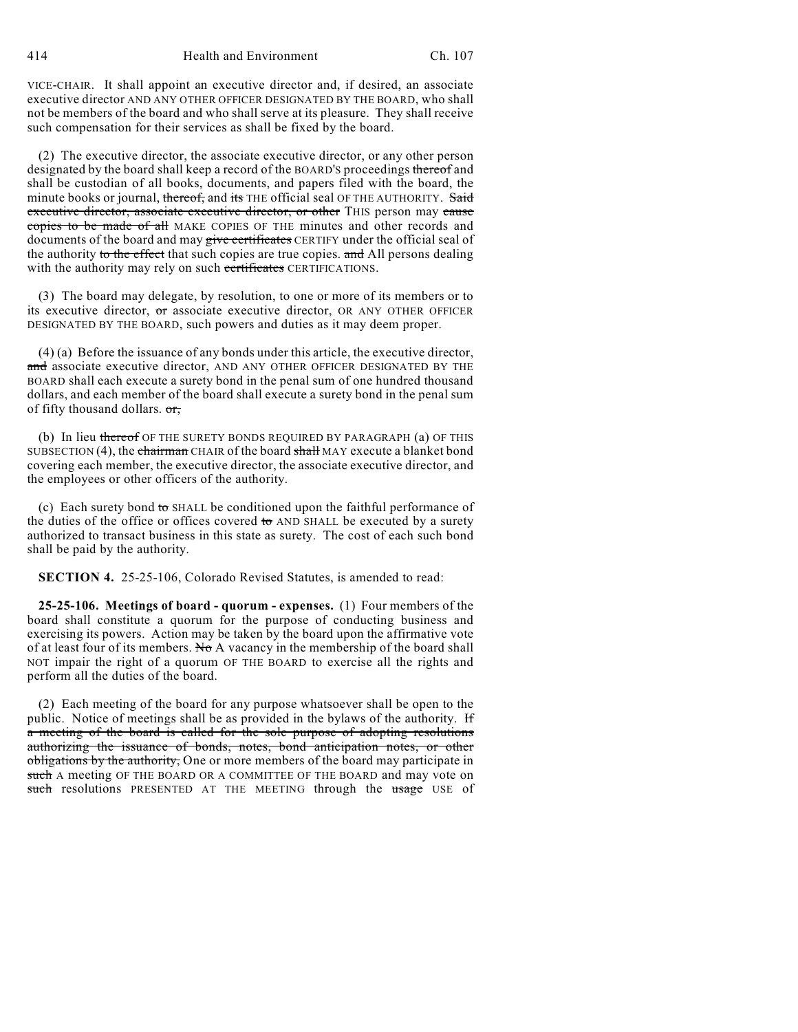VICE-CHAIR. It shall appoint an executive director and, if desired, an associate executive director AND ANY OTHER OFFICER DESIGNATED BY THE BOARD, who shall not be members of the board and who shall serve at its pleasure. They shall receive such compensation for their services as shall be fixed by the board.

(2) The executive director, the associate executive director, or any other person designated by the board shall keep a record of the BOARD'S proceedings ~~thereof~~ and shall be custodian of all books, documents, and papers filed with the board, the minute books or journal, ~~thereof,~~ and ~~its~~ THE official seal OF THE AUTHORITY. ~~Said executive director, associate executive director, or other~~ THIS person may ~~cause copies to be made of all~~ MAKE COPIES OF THE minutes and other records and documents of the board and may ~~give certificates~~ CERTIFY under the official seal of the authority ~~to the effect~~ that such copies are true copies. ~~and~~ All persons dealing with the authority may rely on such ~~certificates~~ CERTIFICATIONS.

(3) The board may delegate, by resolution, to one or more of its members or to its executive director, ~~or~~ associate executive director, OR ANY OTHER OFFICER DESIGNATED BY THE BOARD, such powers and duties as it may deem proper.

(4) (a) Before the issuance of any bonds under this article, the executive director, ~~and~~ associate executive director, AND ANY OTHER OFFICER DESIGNATED BY THE BOARD shall each execute a surety bond in the penal sum of one hundred thousand dollars, and each member of the board shall execute a surety bond in the penal sum of fifty thousand dollars. ~~or,~~

(b) In lieu ~~thereof~~ OF THE SURETY BONDS REQUIRED BY PARAGRAPH (a) OF THIS SUBSECTION (4), the ~~chairman~~ CHAIR of the board ~~shall~~ MAY execute a blanket bond covering each member, the executive director, the associate executive director, and the employees or other officers of the authority.

(c) Each surety bond ~~to~~ SHALL be conditioned upon the faithful performance of the duties of the office or offices covered ~~to~~ AND SHALL be executed by a surety authorized to transact business in this state as surety. The cost of each such bond shall be paid by the authority.

**SECTION 4.** 25-25-106, Colorado Revised Statutes, is amended to read:

**25-25-106. Meetings of board - quorum - expenses.** (1) Four members of the board shall constitute a quorum for the purpose of conducting business and exercising its powers. Action may be taken by the board upon the affirmative vote of at least four of its members. ~~No~~ A vacancy in the membership of the board shall NOT impair the right of a quorum OF THE BOARD to exercise all the rights and perform all the duties of the board.

(2) Each meeting of the board for any purpose whatsoever shall be open to the public. Notice of meetings shall be as provided in the bylaws of the authority. ~~If a meeting of the board is called for the sole purpose of adopting resolutions authorizing the issuance of bonds, notes, bond anticipation notes, or other obligations by the authority,~~ One or more members of the board may participate in ~~such~~ A meeting OF THE BOARD OR A COMMITTEE OF THE BOARD and may vote on ~~such~~ resolutions PRESENTED AT THE MEETING through the ~~usage~~ USE of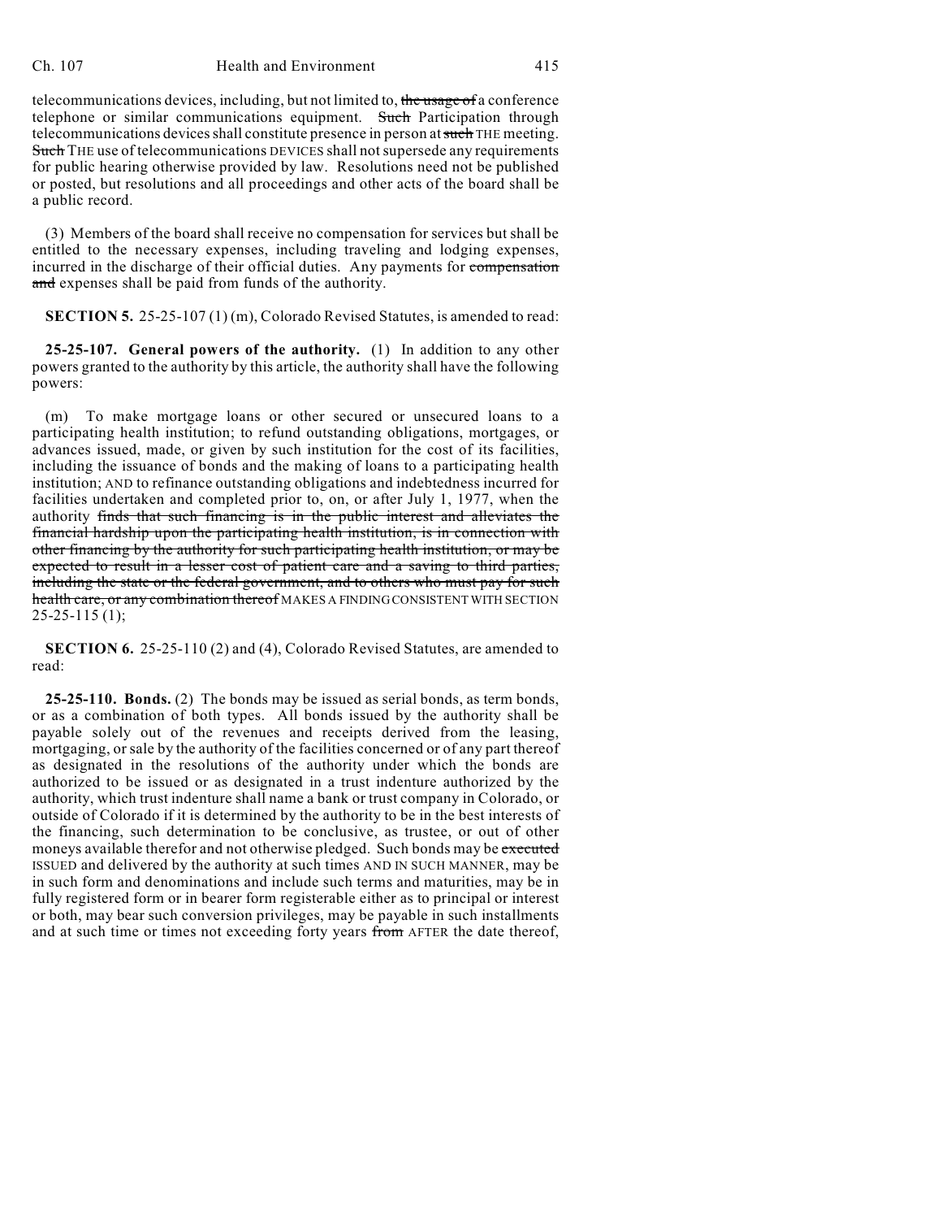telecommunications devices, including, but not limited to, ~~the usage of~~ a conference telephone or similar communications equipment. ~~Such~~ Participation through telecommunications devices shall constitute presence in person at ~~such~~ THE meeting. ~~Such~~ THE use of telecommunications DEVICES shall not supersede any requirements for public hearing otherwise provided by law. Resolutions need not be published or posted, but resolutions and all proceedings and other acts of the board shall be a public record.

(3) Members of the board shall receive no compensation for services but shall be entitled to the necessary expenses, including traveling and lodging expenses, incurred in the discharge of their official duties. Any payments for ~~compensation and~~ expenses shall be paid from funds of the authority.

**SECTION 5.** 25-25-107 (1) (m), Colorado Revised Statutes, is amended to read:

**25-25-107. General powers of the authority.** (1) In addition to any other powers granted to the authority by this article, the authority shall have the following powers:

(m) To make mortgage loans or other secured or unsecured loans to a participating health institution; to refund outstanding obligations, mortgages, or advances issued, made, or given by such institution for the cost of its facilities, including the issuance of bonds and the making of loans to a participating health institution; AND to refinance outstanding obligations and indebtedness incurred for facilities undertaken and completed prior to, on, or after July 1, 1977, when the authority ~~finds that such financing is in the public interest and alleviates the financial hardship upon the participating health institution, is in connection with other financing by the authority for such participating health institution, or may be expected to result in a lesser cost of patient care and a saving to third parties, including the state or the federal government, and to others who must pay for such health care, or any combination thereof~~ MAKES A FINDING CONSISTENT WITH SECTION 25-25-115 (1);

**SECTION 6.** 25-25-110 (2) and (4), Colorado Revised Statutes, are amended to read:

**25-25-110. Bonds.** (2) The bonds may be issued as serial bonds, as term bonds, or as a combination of both types. All bonds issued by the authority shall be payable solely out of the revenues and receipts derived from the leasing, mortgaging, or sale by the authority of the facilities concerned or of any part thereof as designated in the resolutions of the authority under which the bonds are authorized to be issued or as designated in a trust indenture authorized by the authority, which trust indenture shall name a bank or trust company in Colorado, or outside of Colorado if it is determined by the authority to be in the best interests of the financing, such determination to be conclusive, as trustee, or out of other moneys available therefor and not otherwise pledged. Such bonds may be ~~executed~~ ISSUED and delivered by the authority at such times AND IN SUCH MANNER, may be in such form and denominations and include such terms and maturities, may be in fully registered form or in bearer form registerable either as to principal or interest or both, may bear such conversion privileges, may be payable in such installments and at such time or times not exceeding forty years ~~from~~ AFTER the date thereof,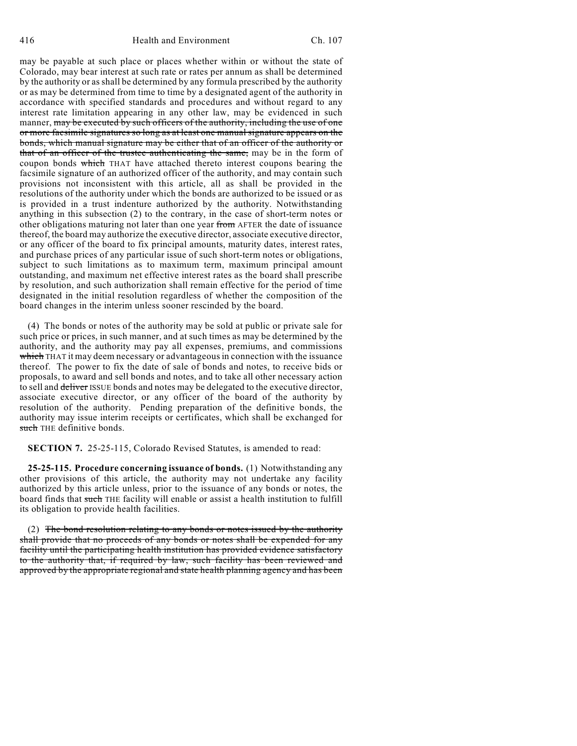may be payable at such place or places whether within or without the state of Colorado, may bear interest at such rate or rates per annum as shall be determined by the authority or as shall be determined by any formula prescribed by the authority or as may be determined from time to time by a designated agent of the authority in accordance with specified standards and procedures and without regard to any interest rate limitation appearing in any other law, may be evidenced in such manner, ~~may be executed by such officers of the authority, including the use of one or more facsimile signatures so long as at least one manual signature appears on the bonds, which manual signature may be either that of an officer of the authority or that of an officer of the trustee authenticating the same,~~ may be in the form of coupon bonds ~~which~~ THAT have attached thereto interest coupons bearing the facsimile signature of an authorized officer of the authority, and may contain such provisions not inconsistent with this article, all as shall be provided in the resolutions of the authority under which the bonds are authorized to be issued or as is provided in a trust indenture authorized by the authority. Notwithstanding anything in this subsection (2) to the contrary, in the case of short-term notes or other obligations maturing not later than one year ~~from~~ AFTER the date of issuance thereof, the board may authorize the executive director, associate executive director, or any officer of the board to fix principal amounts, maturity dates, interest rates, and purchase prices of any particular issue of such short-term notes or obligations, subject to such limitations as to maximum term, maximum principal amount outstanding, and maximum net effective interest rates as the board shall prescribe by resolution, and such authorization shall remain effective for the period of time designated in the initial resolution regardless of whether the composition of the board changes in the interim unless sooner rescinded by the board.

(4) The bonds or notes of the authority may be sold at public or private sale for such price or prices, in such manner, and at such times as may be determined by the authority, and the authority may pay all expenses, premiums, and commissions ~~which~~ THAT it may deem necessary or advantageous in connection with the issuance thereof. The power to fix the date of sale of bonds and notes, to receive bids or proposals, to award and sell bonds and notes, and to take all other necessary action to sell and ~~deliver~~ ISSUE bonds and notes may be delegated to the executive director, associate executive director, or any officer of the board of the authority by resolution of the authority. Pending preparation of the definitive bonds, the authority may issue interim receipts or certificates, which shall be exchanged for ~~such~~ THE definitive bonds.

**SECTION 7.** 25-25-115, Colorado Revised Statutes, is amended to read:

**25-25-115. Procedure concerning issuance of bonds.** (1) Notwithstanding any other provisions of this article, the authority may not undertake any facility authorized by this article unless, prior to the issuance of any bonds or notes, the board finds that ~~such~~ THE facility will enable or assist a health institution to fulfill its obligation to provide health facilities.

(2) ~~The bond resolution relating to any bonds or notes issued by the authority shall provide that no proceeds of any bonds or notes shall be expended for any facility until the participating health institution has provided evidence satisfactory to the authority that, if required by law, such facility has been reviewed and approved by the appropriate regional and state health planning agency and has been~~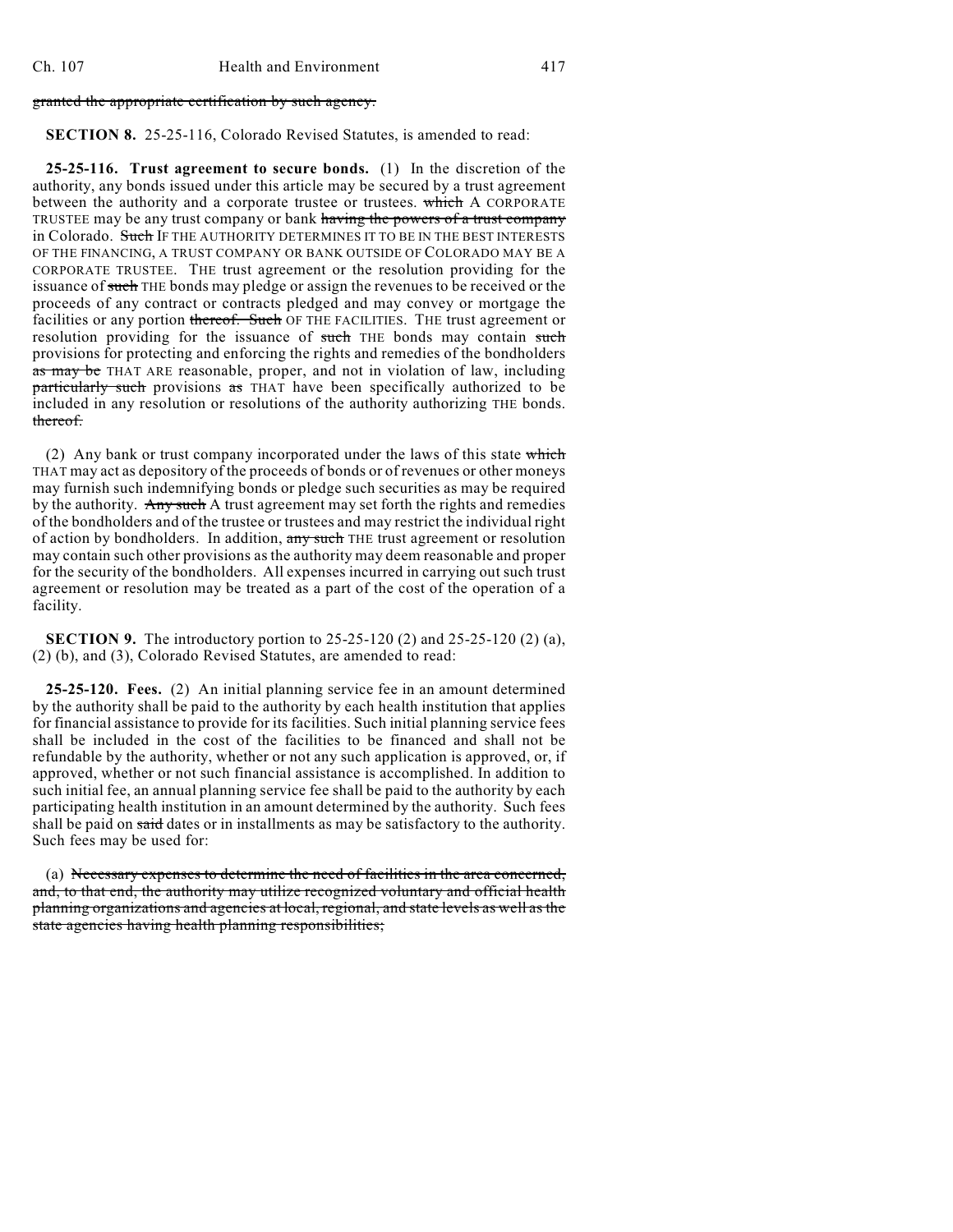~~granted the appropriate certification by such agency.~~

**SECTION 8.** 25-25-116, Colorado Revised Statutes, is amended to read:

**25-25-116. Trust agreement to secure bonds.** (1) In the discretion of the authority, any bonds issued under this article may be secured by a trust agreement between the authority and a corporate trustee or trustees. ~~which~~ A CORPORATE TRUSTEE may be any trust company or bank ~~having the powers of a trust company~~ in Colorado. ~~Such~~ IF THE AUTHORITY DETERMINES IT TO BE IN THE BEST INTERESTS OF THE FINANCING, A TRUST COMPANY OR BANK OUTSIDE OF COLORADO MAY BE A CORPORATE TRUSTEE. THE trust agreement or the resolution providing for the issuance of ~~such~~ THE bonds may pledge or assign the revenues to be received or the proceeds of any contract or contracts pledged and may convey or mortgage the facilities or any portion ~~thereof. Such~~ OF THE FACILITIES. THE trust agreement or resolution providing for the issuance of ~~such~~ THE bonds may contain ~~such~~ provisions for protecting and enforcing the rights and remedies of the bondholders ~~as may be~~ THAT ARE reasonable, proper, and not in violation of law, including ~~particularly such~~ provisions ~~as~~ THAT have been specifically authorized to be included in any resolution or resolutions of the authority authorizing THE bonds. ~~thereof.~~

(2) Any bank or trust company incorporated under the laws of this state ~~which~~ THAT may act as depository of the proceeds of bonds or of revenues or other moneys may furnish such indemnifying bonds or pledge such securities as may be required by the authority. ~~Any such~~ A trust agreement may set forth the rights and remedies of the bondholders and of the trustee or trustees and may restrict the individual right of action by bondholders. In addition, ~~any such~~ THE trust agreement or resolution may contain such other provisions as the authority may deem reasonable and proper for the security of the bondholders. All expenses incurred in carrying out such trust agreement or resolution may be treated as a part of the cost of the operation of a facility.

**SECTION 9.** The introductory portion to 25-25-120 (2) and 25-25-120 (2) (a), (2) (b), and (3), Colorado Revised Statutes, are amended to read:

**25-25-120. Fees.** (2) An initial planning service fee in an amount determined by the authority shall be paid to the authority by each health institution that applies for financial assistance to provide for its facilities. Such initial planning service fees shall be included in the cost of the facilities to be financed and shall not be refundable by the authority, whether or not any such application is approved, or, if approved, whether or not such financial assistance is accomplished. In addition to such initial fee, an annual planning service fee shall be paid to the authority by each participating health institution in an amount determined by the authority. Such fees shall be paid on ~~said~~ dates or in installments as may be satisfactory to the authority. Such fees may be used for:

(a) ~~Necessary expenses to determine the need of facilities in the area concerned, and, to that end, the authority may utilize recognized voluntary and official health planning organizations and agencies at local, regional, and state levels as well as the state agencies having health planning responsibilities;~~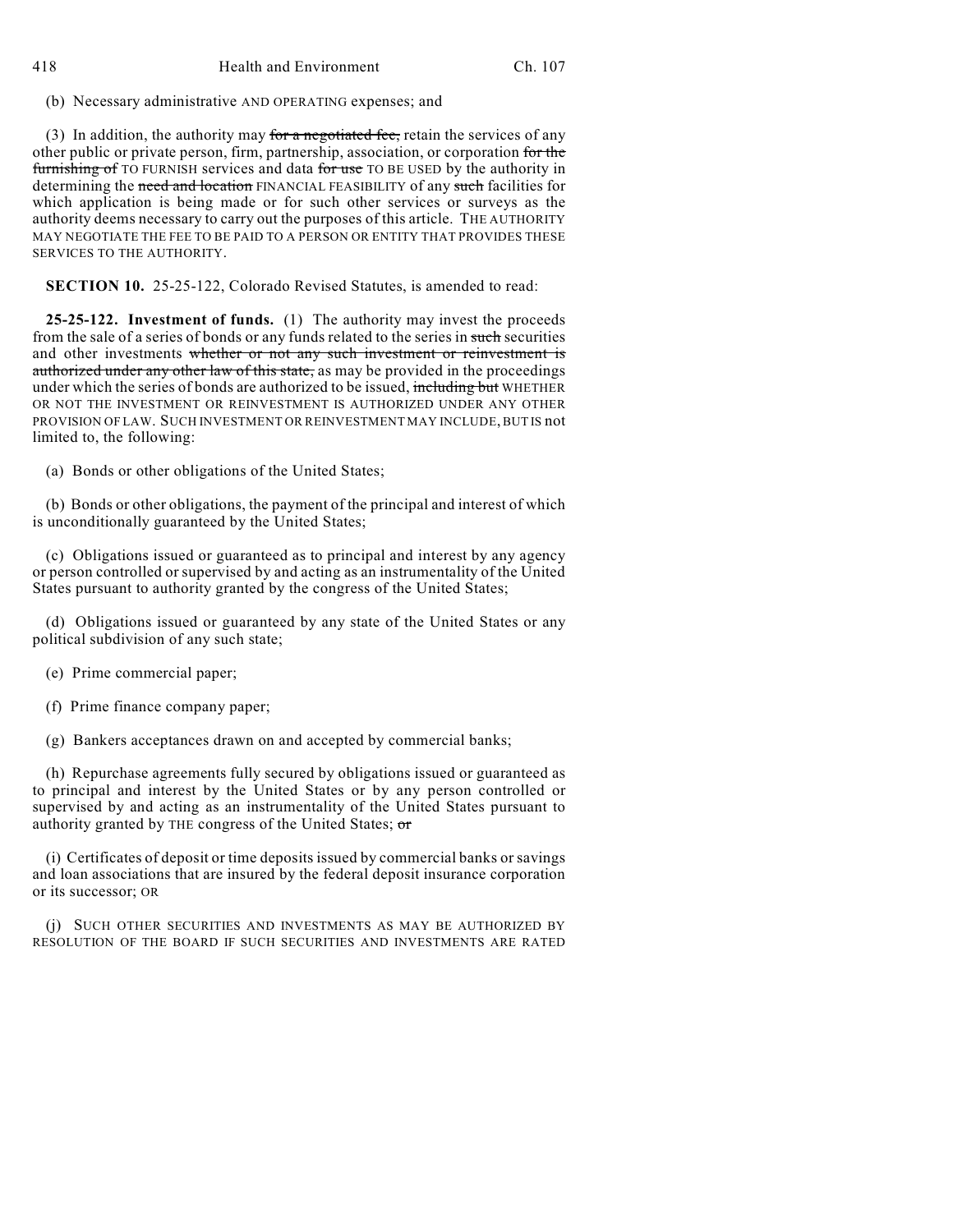(b) Necessary administrative AND OPERATING expenses; and

(3) In addition, the authority may ~~for a negotiated fee,~~ retain the services of any other public or private person, firm, partnership, association, or corporation ~~for the furnishing of~~ TO FURNISH services and data ~~for use~~ TO BE USED by the authority in determining the ~~need and location~~ FINANCIAL FEASIBILITY of any ~~such~~ facilities for which application is being made or for such other services or surveys as the authority deems necessary to carry out the purposes of this article. THE AUTHORITY MAY NEGOTIATE THE FEE TO BE PAID TO A PERSON OR ENTITY THAT PROVIDES THESE SERVICES TO THE AUTHORITY.

**SECTION 10.** 25-25-122, Colorado Revised Statutes, is amended to read:

**25-25-122. Investment of funds.** (1) The authority may invest the proceeds from the sale of a series of bonds or any funds related to the series in ~~such~~ securities and other investments ~~whether or not any such investment or reinvestment is authorized under any other law of this state,~~ as may be provided in the proceedings under which the series of bonds are authorized to be issued, ~~including but~~ WHETHER OR NOT THE INVESTMENT OR REINVESTMENT IS AUTHORIZED UNDER ANY OTHER PROVISION OF LAW. SUCH INVESTMENT OR REINVESTMENT MAY INCLUDE, BUT IS not limited to, the following:

(a) Bonds or other obligations of the United States;

(b) Bonds or other obligations, the payment of the principal and interest of which is unconditionally guaranteed by the United States;

(c) Obligations issued or guaranteed as to principal and interest by any agency or person controlled or supervised by and acting as an instrumentality of the United States pursuant to authority granted by the congress of the United States;

(d) Obligations issued or guaranteed by any state of the United States or any political subdivision of any such state;

(e) Prime commercial paper;

(f) Prime finance company paper;

(g) Bankers acceptances drawn on and accepted by commercial banks;

(h) Repurchase agreements fully secured by obligations issued or guaranteed as to principal and interest by the United States or by any person controlled or supervised by and acting as an instrumentality of the United States pursuant to authority granted by THE congress of the United States; ~~or~~

(i) Certificates of deposit or time deposits issued by commercial banks or savings and loan associations that are insured by the federal deposit insurance corporation or its successor; OR

(j) SUCH OTHER SECURITIES AND INVESTMENTS AS MAY BE AUTHORIZED BY RESOLUTION OF THE BOARD IF SUCH SECURITIES AND INVESTMENTS ARE RATED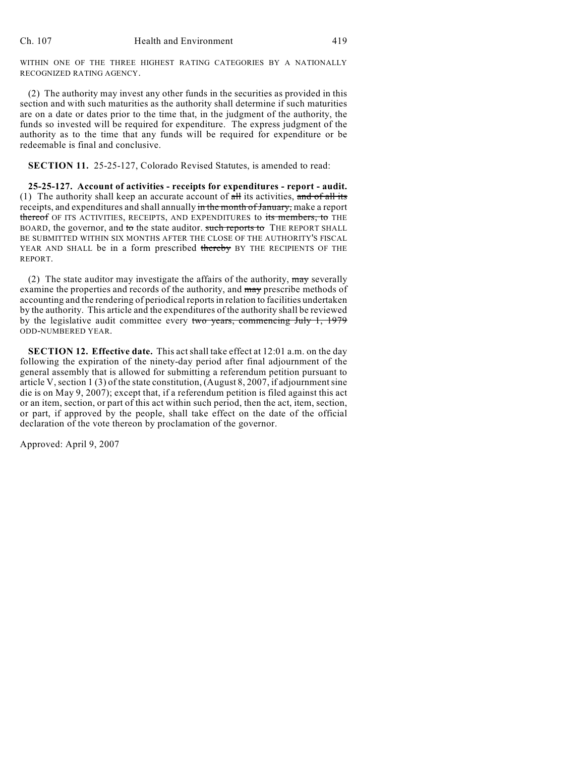WITHIN ONE OF THE THREE HIGHEST RATING CATEGORIES BY A NATIONALLY RECOGNIZED RATING AGENCY.

(2) The authority may invest any other funds in the securities as provided in this section and with such maturities as the authority shall determine if such maturities are on a date or dates prior to the time that, in the judgment of the authority, the funds so invested will be required for expenditure. The express judgment of the authority as to the time that any funds will be required for expenditure or be redeemable is final and conclusive.

**SECTION 11.** 25-25-127, Colorado Revised Statutes, is amended to read:

**25-25-127. Account of activities - receipts for expenditures - report - audit.** (1) The authority shall keep an accurate account of ~~all~~ its activities, ~~and of all its~~ receipts, and expenditures and shall annually ~~in the month of January,~~ make a report ~~thereof~~ OF ITS ACTIVITIES, RECEIPTS, AND EXPENDITURES to ~~its members, to~~ THE BOARD, the governor, and ~~to~~ the state auditor. ~~such reports to~~ THE REPORT SHALL BE SUBMITTED WITHIN SIX MONTHS AFTER THE CLOSE OF THE AUTHORITY'S FISCAL YEAR AND SHALL be in a form prescribed ~~thereby~~ BY THE RECIPIENTS OF THE REPORT.

(2) The state auditor may investigate the affairs of the authority, ~~may~~ severally examine the properties and records of the authority, and ~~may~~ prescribe methods of accounting and the rendering of periodical reports in relation to facilities undertaken by the authority. This article and the expenditures of the authority shall be reviewed by the legislative audit committee every ~~two years, commencing July 1, 1979~~ ODD-NUMBERED YEAR.

**SECTION 12. Effective date.** This act shall take effect at 12:01 a.m. on the day following the expiration of the ninety-day period after final adjournment of the general assembly that is allowed for submitting a referendum petition pursuant to article V, section 1 (3) of the state constitution, (August 8, 2007, if adjournment sine die is on May 9, 2007); except that, if a referendum petition is filed against this act or an item, section, or part of this act within such period, then the act, item, section, or part, if approved by the people, shall take effect on the date of the official declaration of the vote thereon by proclamation of the governor.

Approved: April 9, 2007